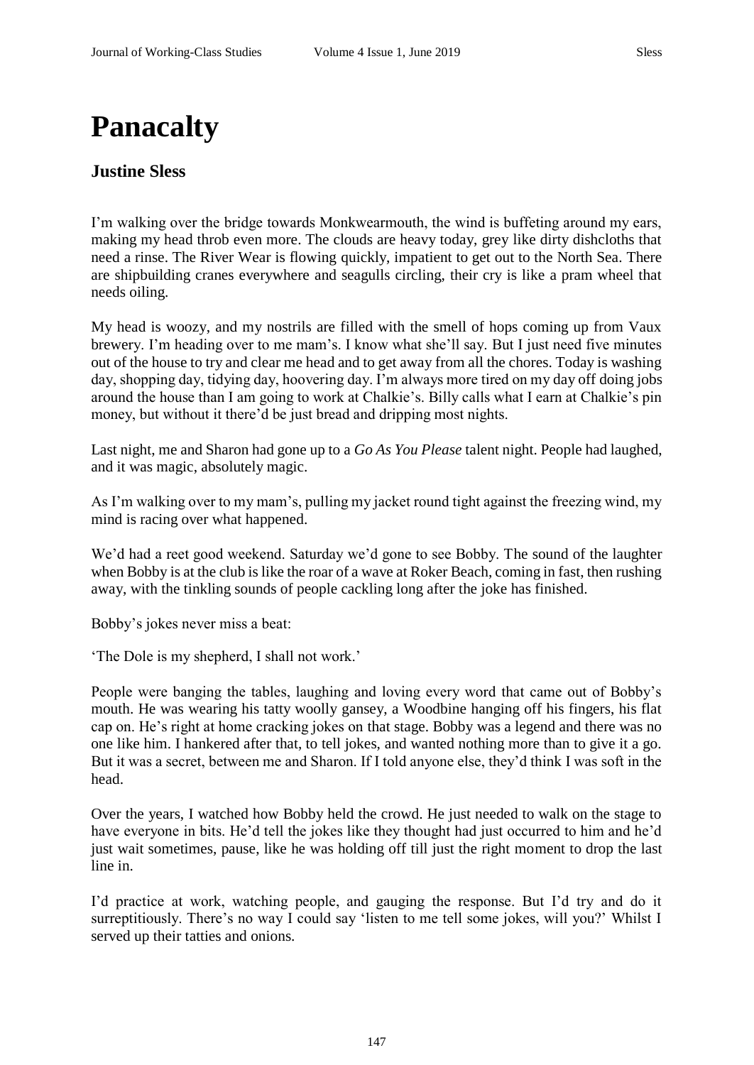# Panacalty

## Justine Sless

I'm walking over the bridge towards Monkwearmouth, the wind is buffeting around my ears, making my head throb even more. The clouds are heavy today, grey like dirty dishcloths that need a rinse. The River Wear is flowing quickly, impatient to get out to the North Sea. There are shipbuilding cranes everywhere and seagulls circling, their cry is like a pram wheel that needs oiling.

My head is woozy, and my nostrils are filled with the smell of hops coming up from Vaux brewery. I'm heading over to me mam's. I know what she'll say. But I just need five minutes out of the house to try and clear me head and to get away from all the chores. Today is washing day, shopping day, tidying day, hoovering day. I'm always more tired on my day off doing jobs around the house than I am going to work at Chalkie's. Billy calls what I earn at Chalkie's pin money, but without it there'd be just bread and dripping most nights.

Last night, me and Sharon had gone up to a *Go As You Please* talent night. People had laughed, and it was magic, absolutely magic.

As I'm walking over to my mam's, pulling my jacket round tight against the freezing wind, my mind is racing over what happened.

We'd had a reet good weekend. Saturday we'd gone to see Bobby. The sound of the laughter when Bobby is at the club is like the roar of a wave at Roker Beach, coming in fast, then rushing away, with the tinkling sounds of people cackling long after the joke has finished.

Bobby's jokes never miss a beat:

'The Dole is my shepherd, I shall not work.'

People were banging the tables, laughing and loving every word that came out of Bobby's mouth. He was wearing his tatty woolly gansey, a Woodbine hanging off his fingers, his flat cap on. He's right at home cracking jokes on that stage. Bobby was a legend and there was no one like him. I hankered after that, to tell jokes, and wanted nothing more than to give it a go. But it was a secret, between me and Sharon. If I told anyone else, they'd think I was soft in the head.

Over the years, I watched how Bobby held the crowd. He just needed to walk on the stage to have everyone in bits. He'd tell the jokes like they thought had just occurred to him and he'd just wait sometimes, pause, like he was holding off till just the right moment to drop the last line in.

I'd practice at work, watching people, and gauging the response. But I'd try and do it surreptitiously. There's no way I could say 'listen to me tell some jokes, will you?' Whilst I served up their tatties and onions.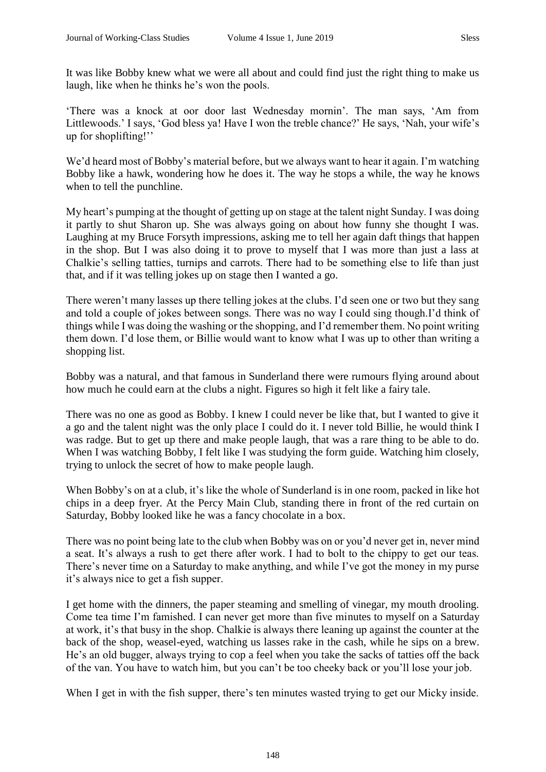It was like Bobby knew what we were all about and could find just the right thing to make us laugh, like when he thinks he's won the pools.

'There was a knock at oor door last Wednesday mornin'. The man says, 'Am from Littlewoods.' I says, 'God bless ya! Have I won the treble chance?' He says, 'Nah, your wife's up for shoplifting!''

We'd heard most of Bobby's material before, but we always want to hear it again. I'm watching Bobby like a hawk, wondering how he does it. The way he stops a while, the way he knows when to tell the punchline.

My heart's pumping at the thought of getting up on stage at the talent night Sunday. I was doing it partly to shut Sharon up. She was always going on about how funny she thought I was. Laughing at my Bruce Forsyth impressions, asking me to tell her again daft things that happen in the shop. But I was also doing it to prove to myself that I was more than just a lass at Chalkie's selling tatties, turnips and carrots. There had to be something else to life than just that, and if it was telling jokes up on stage then I wanted a go.

There weren't many lasses up there telling jokes at the clubs. I'd seen one or two but they sang and told a couple of jokes between songs. There was no way I could sing though.I'd think of things while I was doing the washing or the shopping, and I'd remember them. No point writing them down. I'd lose them, or Billie would want to know what I was up to other than writing a shopping list.

Bobby was a natural, and that famous in Sunderland there were rumours flying around about how much he could earn at the clubs a night. Figures so high it felt like a fairy tale.

There was no one as good as Bobby. I knew I could never be like that, but I wanted to give it a go and the talent night was the only place I could do it. I never told Billie, he would think I was radge. But to get up there and make people laugh, that was a rare thing to be able to do. When I was watching Bobby, I felt like I was studying the form guide. Watching him closely, trying to unlock the secret of how to make people laugh.

When Bobby's on at a club, it's like the whole of Sunderland is in one room, packed in like hot chips in a deep fryer. At the Percy Main Club, standing there in front of the red curtain on Saturday, Bobby looked like he was a fancy chocolate in a box.

There was no point being late to the club when Bobby was on or you'd never get in, never mind a seat. It's always a rush to get there after work. I had to bolt to the chippy to get our teas. There's never time on a Saturday to make anything, and while I've got the money in my purse it's always nice to get a fish supper.

I get home with the dinners, the paper steaming and smelling of vinegar, my mouth drooling. Come tea time I'm famished. I can never get more than five minutes to myself on a Saturday at work, it's that busy in the shop. Chalkie is always there leaning up against the counter at the back of the shop, weasel-eyed, watching us lasses rake in the cash, while he sips on a brew. He's an old bugger, always trying to cop a feel when you take the sacks of tatties off the back of the van. You have to watch him, but you can't be too cheeky back or you'll lose your job.

When I get in with the fish supper, there's ten minutes wasted trying to get our Micky inside.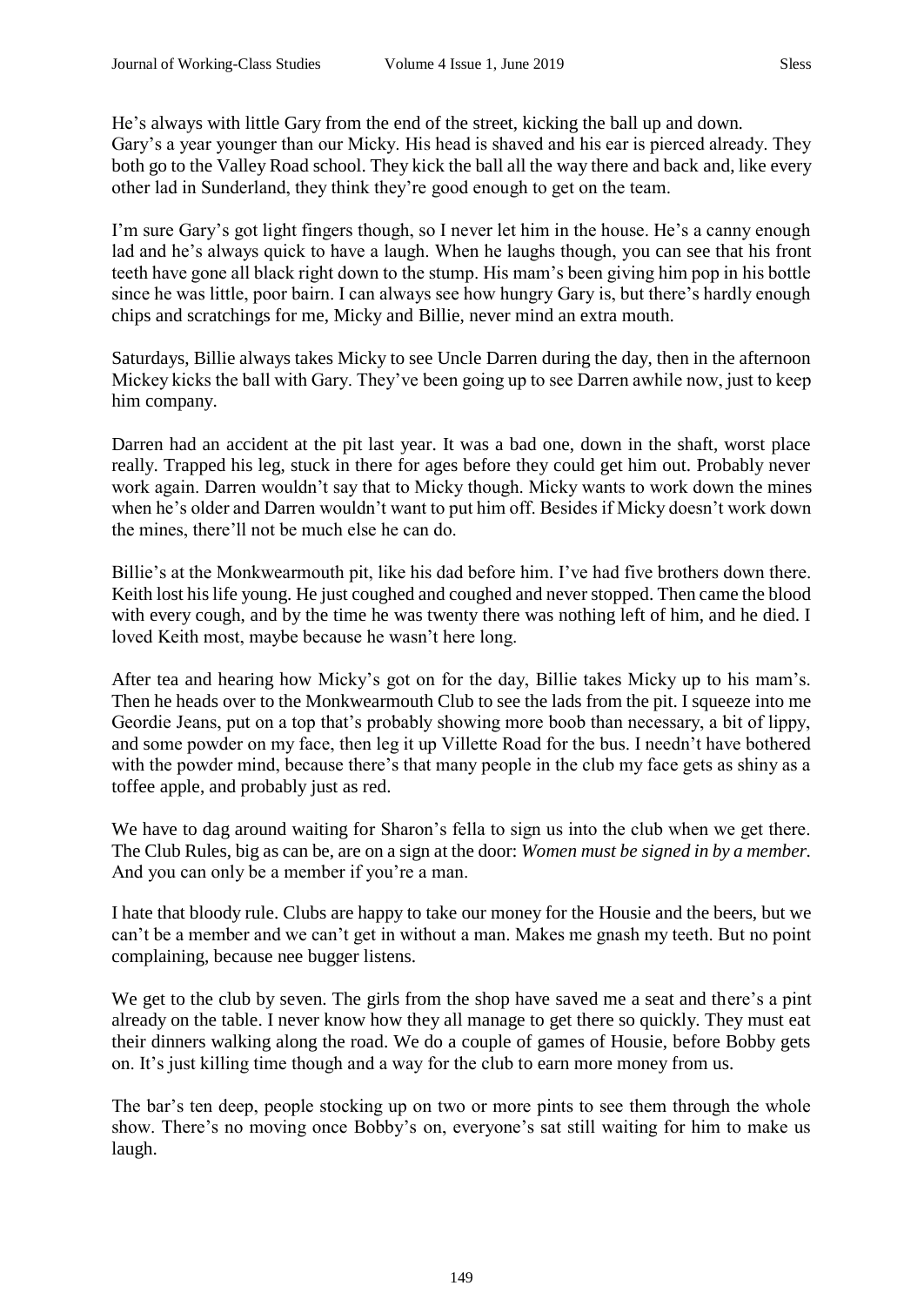He's always with little Gary from the end of the street, kicking the ball up and down. Gary's a year younger than our Micky. His head is shaved and his ear is pierced already. They both go to the Valley Road school. They kick the ball all the way there and back and, like every other lad in Sunderland, they think they're good enough to get on the team.

I'm sure Gary's got light fingers though, so I never let him in the house. He's a canny enough lad and he's always quick to have a laugh. When he laughs though, you can see that his front teeth have gone all black right down to the stump. His mam's been giving him pop in his bottle since he was little, poor bairn. I can always see how hungry Gary is, but there's hardly enough chips and scratchings for me, Micky and Billie, never mind an extra mouth.

Saturdays, Billie always takes Micky to see Uncle Darren during the day, then in the afternoon Mickey kicks the ball with Gary. They've been going up to see Darren awhile now, just to keep him company.

Darren had an accident at the pit last year. It was a bad one, down in the shaft, worst place really. Trapped his leg, stuck in there for ages before they could get him out. Probably never work again. Darren wouldn't say that to Micky though. Micky wants to work down the mines when he's older and Darren wouldn't want to put him off. Besides if Micky doesn't work down the mines, there'll not be much else he can do.

Billie's at the Monkwearmouth pit, like his dad before him. I've had five brothers down there. Keith lost his life young. He just coughed and coughed and never stopped. Then came the blood with every cough, and by the time he was twenty there was nothing left of him, and he died. I loved Keith most, maybe because he wasn't here long.

After tea and hearing how Micky's got on for the day, Billie takes Micky up to his mam's. Then he heads over to the Monkwearmouth Club to see the lads from the pit. I squeeze into me Geordie Jeans, put on a top that's probably showing more boob than necessary, a bit of lippy, and some powder on my face, then leg it up Villette Road for the bus. I needn't have bothered with the powder mind, because there's that many people in the club my face gets as shiny as a toffee apple, and probably just as red.

We have to dag around waiting for Sharon's fella to sign us into the club when we get there. The Club Rules, big as can be, are on a sign at the door: *Women must be signed in by a member.* And you can only be a member if you're a man.

I hate that bloody rule. Clubs are happy to take our money for the Housie and the beers, but we can't be a member and we can't get in without a man. Makes me gnash my teeth. But no point complaining, because nee bugger listens.

We get to the club by seven. The girls from the shop have saved me a seat and there's a pint already on the table. I never know how they all manage to get there so quickly. They must eat their dinners walking along the road. We do a couple of games of Housie, before Bobby gets on. It's just killing time though and a way for the club to earn more money from us.

The bar's ten deep, people stocking up on two or more pints to see them through the whole show. There's no moving once Bobby's on, everyone's sat still waiting for him to make us laugh.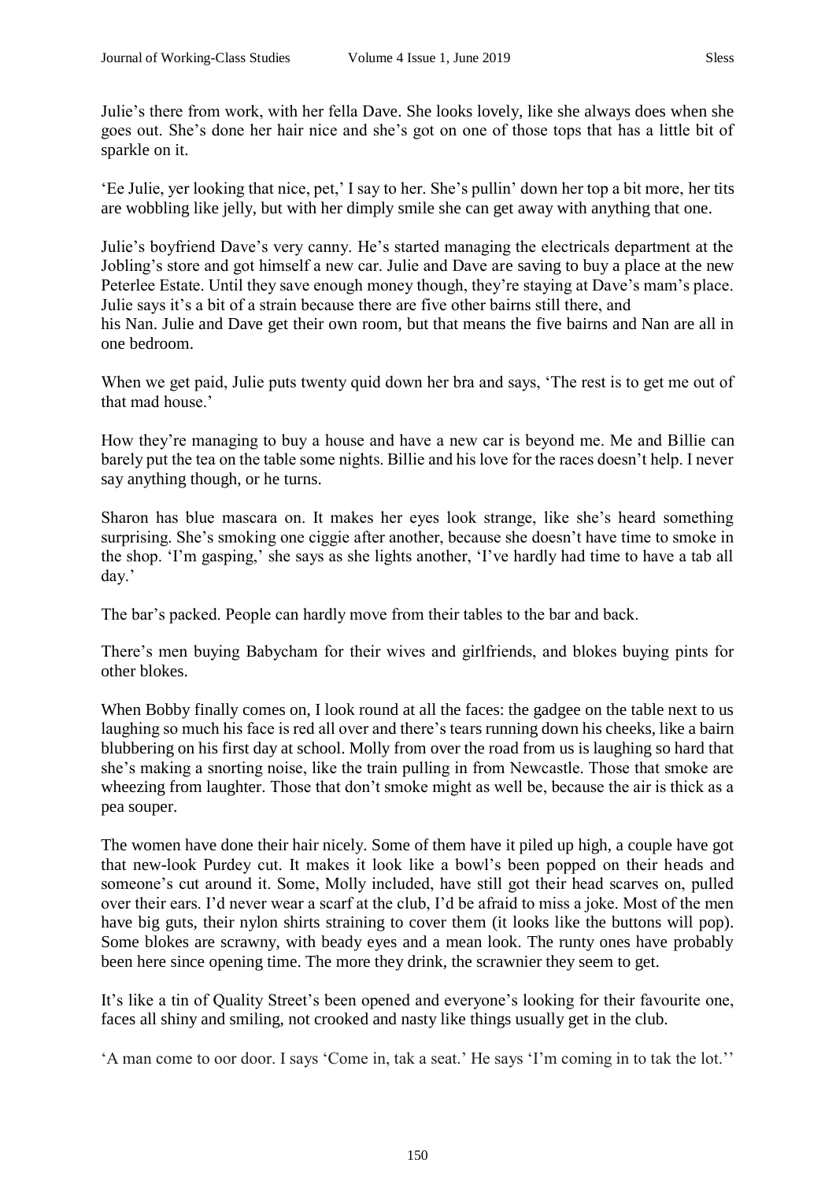Julie's there from work, with her fella Dave. She looks lovely, like she always does when she goes out. She's done her hair nice and she's got on one of those tops that has a little bit of sparkle on it.

'Ee Julie, yer looking that nice, pet,' I say to her. She's pullin' down her top a bit more, her tits are wobbling like jelly, but with her dimply smile she can get away with anything that one.

Julie's boyfriend Dave's very canny. He's started managing the electricals department at the Jobling's store and got himself a new car. Julie and Dave are saving to buy a place at the new Peterlee Estate. Until they save enough money though, they're staying at Dave's mam's place. Julie says it's a bit of a strain because there are five other bairns still there, and his Nan. Julie and Dave get their own room, but that means the five bairns and Nan are all in one bedroom.

When we get paid, Julie puts twenty quid down her bra and says, 'The rest is to get me out of that mad house.'

How they're managing to buy a house and have a new car is beyond me. Me and Billie can barely put the tea on the table some nights. Billie and his love for the races doesn't help. I never say anything though, or he turns.

Sharon has blue mascara on. It makes her eyes look strange, like she's heard something surprising. She's smoking one ciggie after another, because she doesn't have time to smoke in the shop. 'I'm gasping,' she says as she lights another, 'I've hardly had time to have a tab all day.'

The bar's packed. People can hardly move from their tables to the bar and back.

There's men buying Babycham for their wives and girlfriends, and blokes buying pints for other blokes.

When Bobby finally comes on, I look round at all the faces: the gadgee on the table next to us laughing so much his face is red all over and there's tears running down his cheeks, like a bairn blubbering on his first day at school. Molly from over the road from us is laughing so hard that she's making a snorting noise, like the train pulling in from Newcastle. Those that smoke are wheezing from laughter. Those that don't smoke might as well be, because the air is thick as a pea souper.

The women have done their hair nicely. Some of them have it piled up high, a couple have got that new-look Purdey cut. It makes it look like a bowl's been popped on their heads and someone's cut around it. Some, Molly included, have still got their head scarves on, pulled over their ears. I'd never wear a scarf at the club, I'd be afraid to miss a joke. Most of the men have big guts, their nylon shirts straining to cover them (it looks like the buttons will pop). Some blokes are scrawny, with beady eyes and a mean look. The runty ones have probably been here since opening time. The more they drink, the scrawnier they seem to get.

It's like a tin of Quality Street's been opened and everyone's looking for their favourite one, faces all shiny and smiling, not crooked and nasty like things usually get in the club.

'A man come to oor door. I says 'Come in, tak a seat.' He says 'I'm coming in to tak the lot.''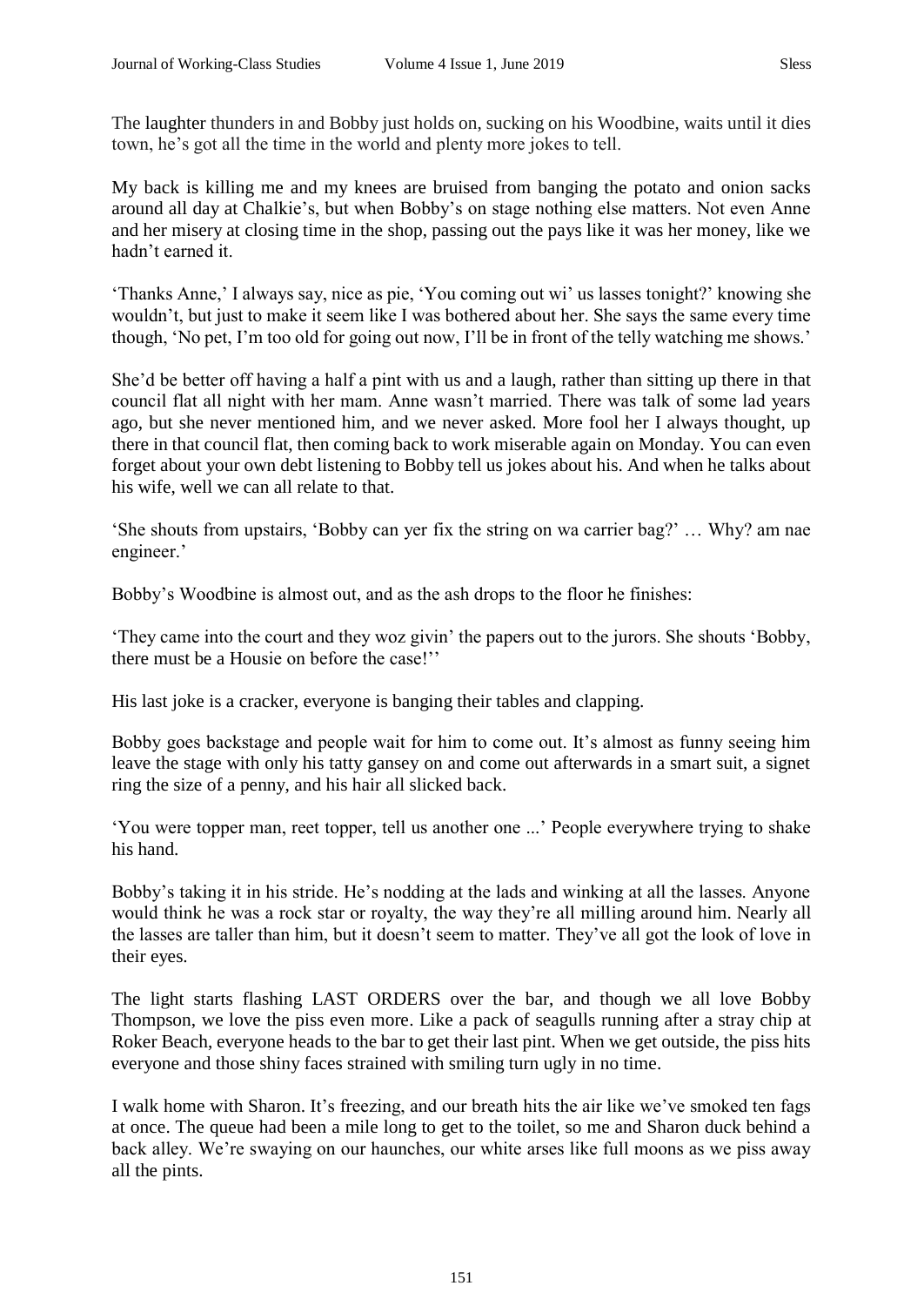The laughter thunders in and Bobby just holds on, sucking on his Woodbine, waits until it dies town, he's got all the time in the world and plenty more jokes to tell.

My back is killing me and my knees are bruised from banging the potato and onion sacks around all day at Chalkie's, but when Bobby's on stage nothing else matters. Not even Anne and her misery at closing time in the shop, passing out the pays like it was her money, like we hadn't earned it.

'Thanks Anne,' I always say, nice as pie, 'You coming out wi' us lasses tonight?' knowing she wouldn't, but just to make it seem like I was bothered about her. She says the same every time though, 'No pet, I'm too old for going out now, I'll be in front of the telly watching me shows.'

She'd be better off having a half a pint with us and a laugh, rather than sitting up there in that council flat all night with her mam. Anne wasn't married. There was talk of some lad years ago, but she never mentioned him, and we never asked. More fool her I always thought, up there in that council flat, then coming back to work miserable again on Monday. You can even forget about your own debt listening to Bobby tell us jokes about his. And when he talks about his wife, well we can all relate to that.

'She shouts from upstairs, 'Bobby can yer fix the string on wa carrier bag?' … Why? am nae engineer.'

Bobby's Woodbine is almost out, and as the ash drops to the floor he finishes:

'They came into the court and they woz givin' the papers out to the jurors. She shouts 'Bobby, there must be a Housie on before the case!''

His last joke is a cracker, everyone is banging their tables and clapping.

Bobby goes backstage and people wait for him to come out. It's almost as funny seeing him leave the stage with only his tatty gansey on and come out afterwards in a smart suit, a signet ring the size of a penny, and his hair all slicked back.

'You were topper man, reet topper, tell us another one ...' People everywhere trying to shake his hand.

Bobby's taking it in his stride. He's nodding at the lads and winking at all the lasses. Anyone would think he was a rock star or royalty, the way they're all milling around him. Nearly all the lasses are taller than him, but it doesn't seem to matter. They've all got the look of love in their eyes.

The light starts flashing LAST ORDERS over the bar, and though we all love Bobby Thompson, we love the piss even more. Like a pack of seagulls running after a stray chip at Roker Beach, everyone heads to the bar to get their last pint. When we get outside, the piss hits everyone and those shiny faces strained with smiling turn ugly in no time.

I walk home with Sharon. It's freezing, and our breath hits the air like we've smoked ten fags at once. The queue had been a mile long to get to the toilet, so me and Sharon duck behind a back alley. We're swaying on our haunches, our white arses like full moons as we piss away all the pints.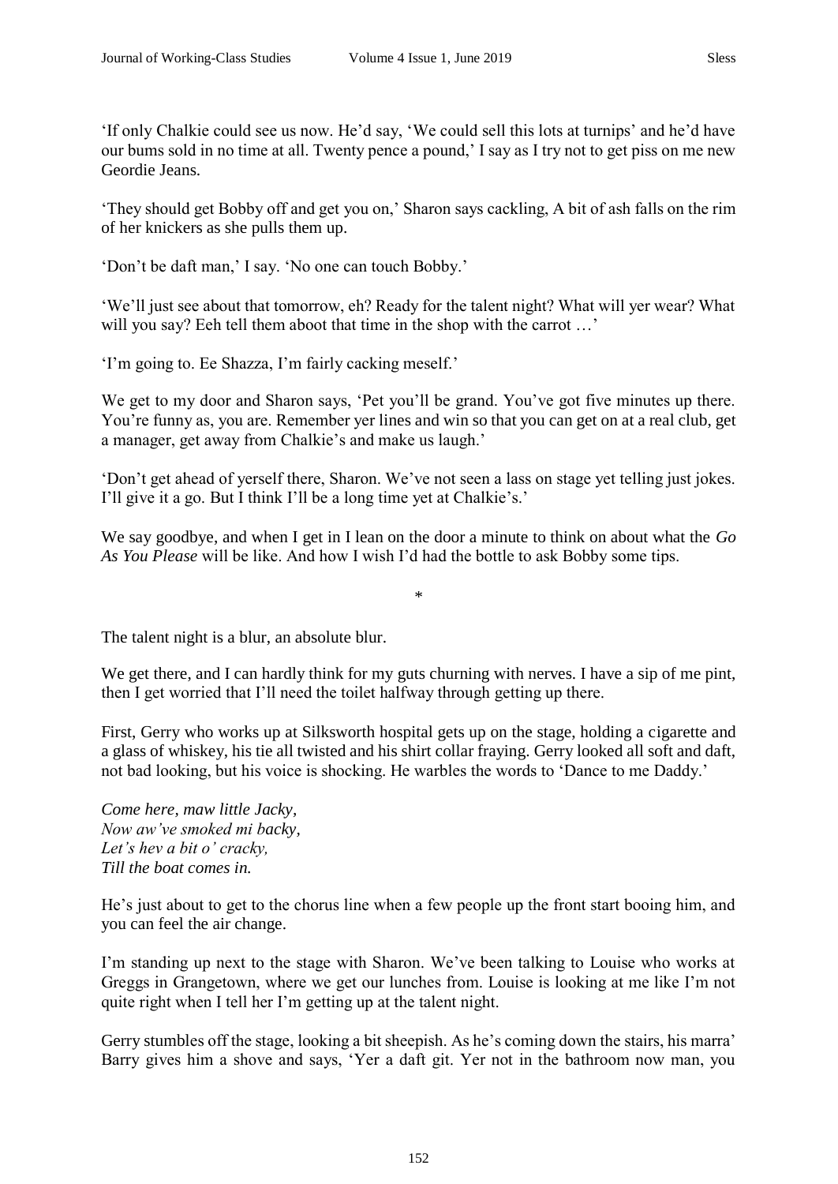'If only Chalkie could see us now. He'd say, 'We could sell this lots at turnips' and he'd have our bums sold in no time at all. Twenty pence a pound,' I say as I try not to get piss on me new Geordie Jeans.

'They should get Bobby off and get you on,' Sharon says cackling, A bit of ash falls on the rim of her knickers as she pulls them up.

'Don't be daft man,' I say. 'No one can touch Bobby.'

'We'll just see about that tomorrow, eh? Ready for the talent night? What will yer wear? What will you say? Eeh tell them aboot that time in the shop with the carrot …'

'I'm going to. Ee Shazza, I'm fairly cacking meself.'

We get to my door and Sharon says, 'Pet you'll be grand. You've got five minutes up there. You're funny as, you are. Remember yer lines and win so that you can get on at a real club, get a manager, get away from Chalkie's and make us laugh.'

'Don't get ahead of yerself there, Sharon. We've not seen a lass on stage yet telling just jokes. I'll give it a go. But I think I'll be a long time yet at Chalkie's.'

We say goodbye, and when I get in I lean on the door a minute to think on about what the *Go As You Please* will be like. And how I wish I'd had the bottle to ask Bobby some tips.

*

The talent night is a blur, an absolute blur.

We get there, and I can hardly think for my guts churning with nerves. I have a sip of me pint, then I get worried that I'll need the toilet halfway through getting up there.

First, Gerry who works up at Silksworth hospital gets up on the stage, holding a cigarette and a glass of whiskey, his tie all twisted and his shirt collar fraying. Gerry looked all soft and daft, not bad looking, but his voice is shocking. He warbles the words to 'Dance to me Daddy.'

*Come here, maw little Jacky,*
*Now aw've smoked mi backy,*
*Let's hev a bit o' cracky,*
*Till the boat comes in.*

He's just about to get to the chorus line when a few people up the front start booing him, and you can feel the air change.

I'm standing up next to the stage with Sharon. We've been talking to Louise who works at Greggs in Grangetown, where we get our lunches from. Louise is looking at me like I'm not quite right when I tell her I'm getting up at the talent night.

Gerry stumbles off the stage, looking a bit sheepish. As he's coming down the stairs, his marra' Barry gives him a shove and says, 'Yer a daft git. Yer not in the bathroom now man, you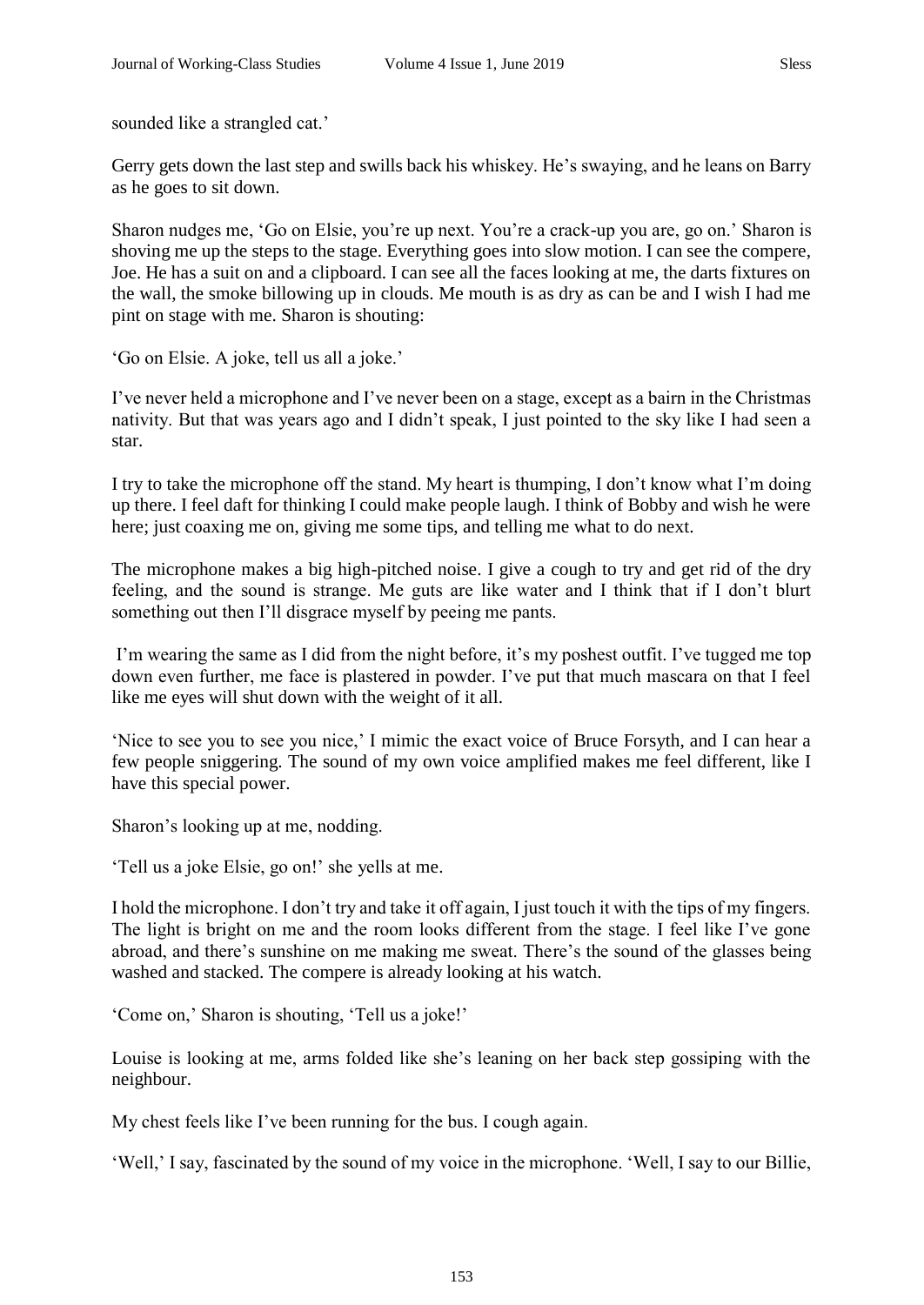sounded like a strangled cat.'

Gerry gets down the last step and swills back his whiskey. He's swaying, and he leans on Barry as he goes to sit down.

Sharon nudges me, 'Go on Elsie, you're up next. You're a crack-up you are, go on.' Sharon is shoving me up the steps to the stage. Everything goes into slow motion. I can see the compere, Joe. He has a suit on and a clipboard. I can see all the faces looking at me, the darts fixtures on the wall, the smoke billowing up in clouds. Me mouth is as dry as can be and I wish I had me pint on stage with me. Sharon is shouting:

'Go on Elsie. A joke, tell us all a joke.'

I've never held a microphone and I've never been on a stage, except as a bairn in the Christmas nativity. But that was years ago and I didn't speak, I just pointed to the sky like I had seen a star.

I try to take the microphone off the stand. My heart is thumping, I don't know what I'm doing up there. I feel daft for thinking I could make people laugh. I think of Bobby and wish he were here; just coaxing me on, giving me some tips, and telling me what to do next.

The microphone makes a big high-pitched noise. I give a cough to try and get rid of the dry feeling, and the sound is strange. Me guts are like water and I think that if I don't blurt something out then I'll disgrace myself by peeing me pants.

I'm wearing the same as I did from the night before, it's my poshest outfit. I've tugged me top down even further, me face is plastered in powder. I've put that much mascara on that I feel like me eyes will shut down with the weight of it all.

'Nice to see you to see you nice,' I mimic the exact voice of Bruce Forsyth, and I can hear a few people sniggering. The sound of my own voice amplified makes me feel different, like I have this special power.

Sharon's looking up at me, nodding.

'Tell us a joke Elsie, go on!' she yells at me.

I hold the microphone. I don't try and take it off again, I just touch it with the tips of my fingers. The light is bright on me and the room looks different from the stage. I feel like I've gone abroad, and there's sunshine on me making me sweat. There's the sound of the glasses being washed and stacked. The compere is already looking at his watch.

'Come on,' Sharon is shouting, 'Tell us a joke!'

Louise is looking at me, arms folded like she's leaning on her back step gossiping with the neighbour.

My chest feels like I've been running for the bus. I cough again.

'Well,' I say, fascinated by the sound of my voice in the microphone. 'Well, I say to our Billie,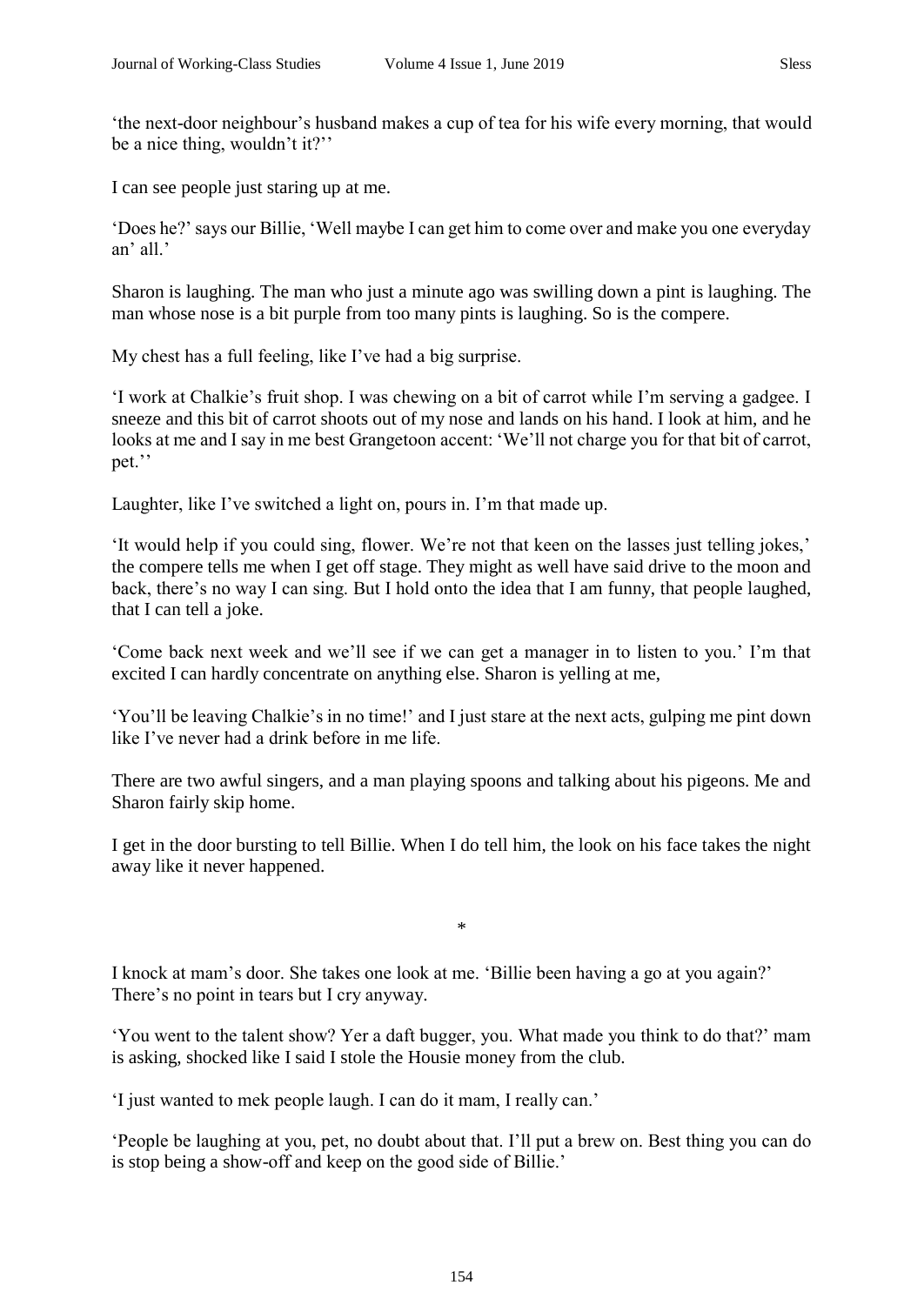'the next-door neighbour's husband makes a cup of tea for his wife every morning, that would be a nice thing, wouldn't it?''

I can see people just staring up at me.

'Does he?' says our Billie, 'Well maybe I can get him to come over and make you one everyday an' all.'

Sharon is laughing. The man who just a minute ago was swilling down a pint is laughing. The man whose nose is a bit purple from too many pints is laughing. So is the compere.

My chest has a full feeling, like I've had a big surprise.

'I work at Chalkie's fruit shop. I was chewing on a bit of carrot while I'm serving a gadgee. I sneeze and this bit of carrot shoots out of my nose and lands on his hand. I look at him, and he looks at me and I say in me best Grangetoon accent: 'We'll not charge you for that bit of carrot, pet.''

Laughter, like I've switched a light on, pours in. I'm that made up.

'It would help if you could sing, flower. We're not that keen on the lasses just telling jokes,' the compere tells me when I get off stage. They might as well have said drive to the moon and back, there's no way I can sing. But I hold onto the idea that I am funny, that people laughed, that I can tell a joke.

'Come back next week and we'll see if we can get a manager in to listen to you.' I'm that excited I can hardly concentrate on anything else. Sharon is yelling at me,

'You'll be leaving Chalkie's in no time!' and I just stare at the next acts, gulping me pint down like I've never had a drink before in me life.

There are two awful singers, and a man playing spoons and talking about his pigeons. Me and Sharon fairly skip home.

I get in the door bursting to tell Billie. When I do tell him, the look on his face takes the night away like it never happened.

*

I knock at mam's door. She takes one look at me. 'Billie been having a go at you again?' There's no point in tears but I cry anyway.

'You went to the talent show? Yer a daft bugger, you. What made you think to do that?' mam is asking, shocked like I said I stole the Housie money from the club.

'I just wanted to mek people laugh. I can do it mam, I really can.'

'People be laughing at you, pet, no doubt about that. I'll put a brew on. Best thing you can do is stop being a show-off and keep on the good side of Billie.'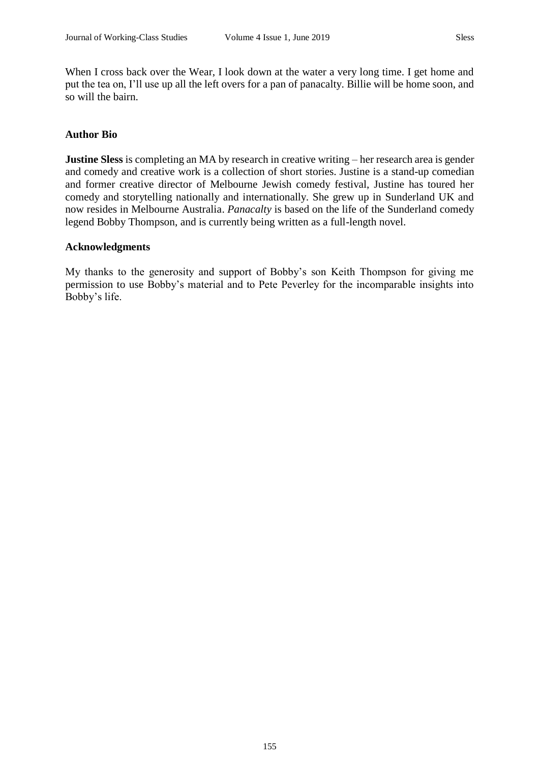When I cross back over the Wear, I look down at the water a very long time. I get home and put the tea on, I'll use up all the left overs for a pan of panacalty. Billie will be home soon, and so will the bairn.

### Author Bio

**Justine Sless** is completing an MA by research in creative writing – her research area is gender and comedy and creative work is a collection of short stories. Justine is a stand-up comedian and former creative director of Melbourne Jewish comedy festival, Justine has toured her comedy and storytelling nationally and internationally. She grew up in Sunderland UK and now resides in Melbourne Australia. *Panacalty* is based on the life of the Sunderland comedy legend Bobby Thompson, and is currently being written as a full-length novel.

### Acknowledgments

My thanks to the generosity and support of Bobby's son Keith Thompson for giving me permission to use Bobby's material and to Pete Peverley for the incomparable insights into Bobby's life.